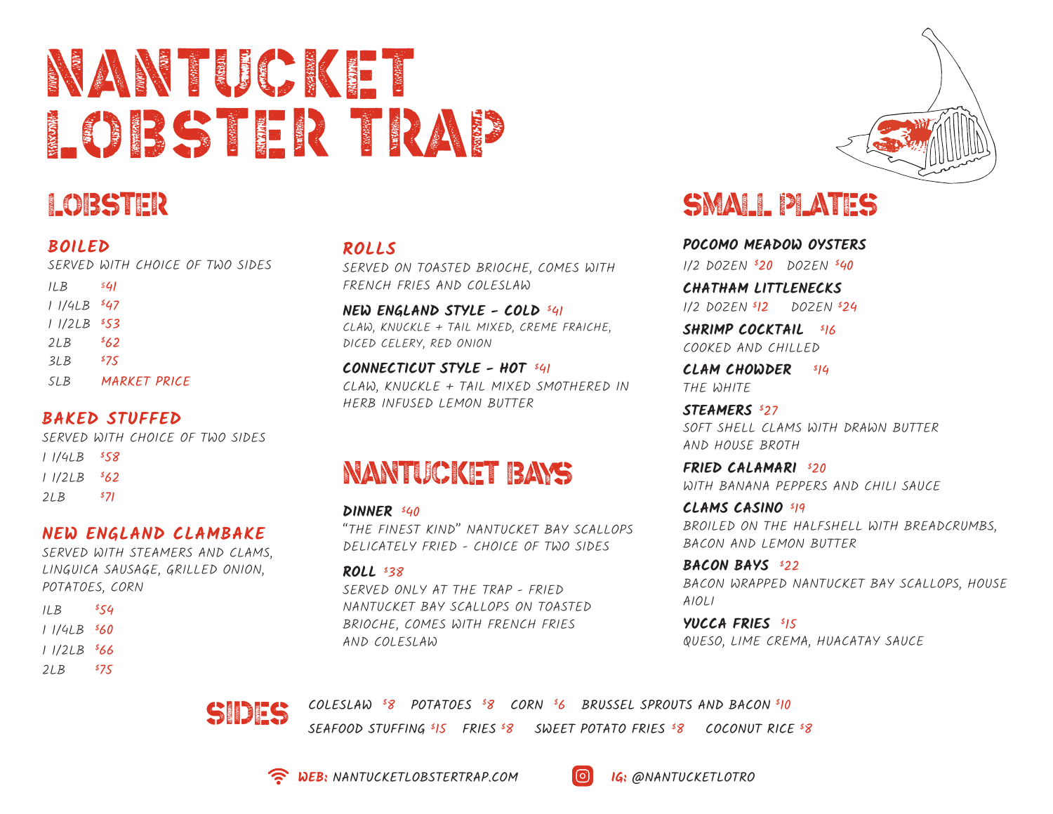# NANTUCKET LOBSTER TRAP

## LOBSTER

### BOILED

SERVED WITH CHOICE OF TWO SIDES

| | |
|---|---|
| 1LB | $41 |
| 1 1/4LB | $47 |
| 1 1/2LB | $53 |
| 2LB | $62 |
| 3LB | $75 |
| 5LB | MARKET PRICE |

### BAKED STUFFED

SERVED WITH CHOICE OF TWO SIDES

| | |
|---|---|
| 1 1/4LB | $58 |
| 1 1/2LB | $62 |
| 2LB | $71 |

### NEW ENGLAND CLAMBAKE

SERVED WITH STEAMERS AND CLAMS, LINGUICA SAUSAGE, GRILLED ONION, POTATOES, CORN

| | |
|---|---|
| 1LB | $54 |
| 1 1/4LB | $60 |
| 1 1/2LB | $66 |
| 2LB | $75 |

### ROLLS

SERVED ON TOASTED BRIOCHE, COMES WITH FRENCH FRIES AND COLESLAW

**NEW ENGLAND STYLE - COLD** $41
CLAW, KNUCKLE + TAIL MIXED, CREME FRAICHE, DICED CELERY, RED ONION

**CONNECTICUT STYLE - HOT** $41
CLAW, KNUCKLE + TAIL MIXED SMOTHERED IN HERB INFUSED LEMON BUTTER

## NANTUCKET BAYS

**DINNER** $40
"THE FINEST KIND" NANTUCKET BAY SCALLOPS DELICATELY FRIED - CHOICE OF TWO SIDES

**ROLL** $38
SERVED ONLY AT THE TRAP - FRIED NANTUCKET BAY SCALLOPS ON TOASTED BRIOCHE, COMES WITH FRENCH FRIES AND COLESLAW

## SMALL PLATES

**POCOMO MEADOW OYSTERS**
1/2 DOZEN $20 DOZEN $40

**CHATHAM LITTLENECKS**
1/2 DOZEN $12 DOZEN $24

**SHRIMP COCKTAIL** $16
COOKED AND CHILLED

**CLAM CHOWDER** $14
THE WHITE

**STEAMERS** $27
SOFT SHELL CLAMS WITH DRAWN BUTTER AND HOUSE BROTH

**FRIED CALAMARI** $20
WITH BANANA PEPPERS AND CHILI SAUCE

**CLAMS CASINO** $19
BROILED ON THE HALFSHELL WITH BREADCRUMBS, BACON AND LEMON BUTTER

**BACON BAYS** $22
BACON WRAPPED NANTUCKET BAY SCALLOPS, HOUSE AIOLI

**YUCCA FRIES** $15
QUESO, LIME CREMA, HUACATAY SAUCE

## SIDES

COLESLAW $8 POTATOES $8 CORN $6 BRUSSEL SPROUTS AND BACON $10
SEAFOOD STUFFING $15 FRIES $8 SWEET POTATO FRIES $8 COCONUT RICE $8

WEB: NANTUCKETLOBSTERTRAP.COM IG: @NANTUCKETLOTRO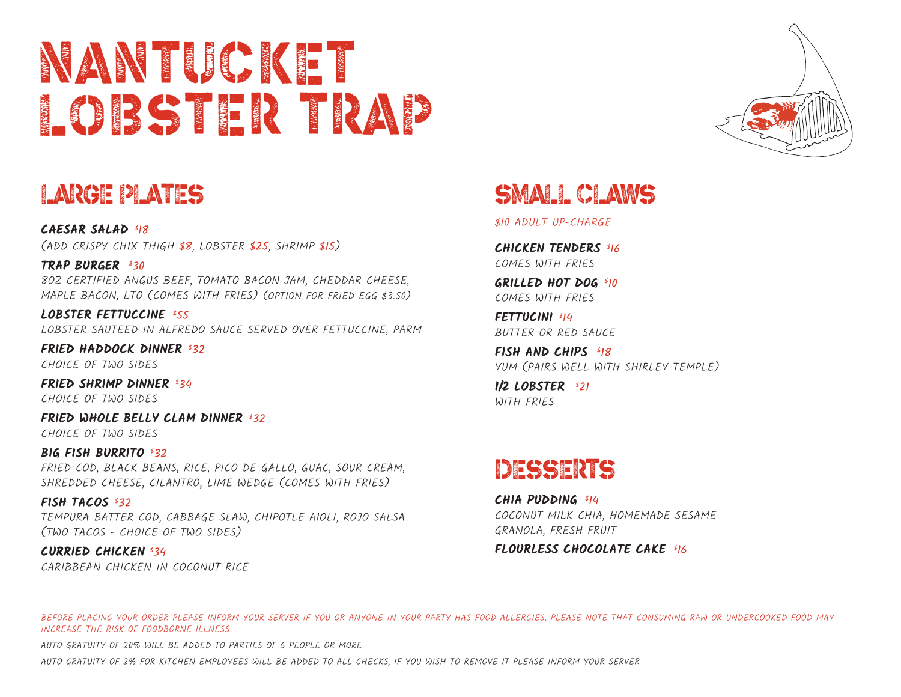# NANTUCKET LOBSTER TRAP

## LARGE PLATES

**CAESAR SALAD** $18
(ADD CRISPY CHIX THIGH $8, LOBSTER $25, SHRIMP $15)

**TRAP BURGER** $30
8OZ CERTIFIED ANGUS BEEF, TOMATO BACON JAM, CHEDDAR CHEESE, MAPLE BACON, LTO (COMES WITH FRIES) (OPTION FOR FRIED EGG $3.50)

**LOBSTER FETTUCCINE** $55
LOBSTER SAUTEED IN ALFREDO SAUCE SERVED OVER FETTUCCINE, PARM

**FRIED HADDOCK DINNER** $32
CHOICE OF TWO SIDES

**FRIED SHRIMP DINNER** $34
CHOICE OF TWO SIDES

**FRIED WHOLE BELLY CLAM DINNER** $32
CHOICE OF TWO SIDES

**BIG FISH BURRITO** $32
FRIED COD, BLACK BEANS, RICE, PICO DE GALLO, GUAC, SOUR CREAM, SHREDDED CHEESE, CILANTRO, LIME WEDGE (COMES WITH FRIES)

**FISH TACOS** $32
TEMPURA BATTER COD, CABBAGE SLAW, CHIPOTLE AIOLI, ROJO SALSA (TWO TACOS - CHOICE OF TWO SIDES)

**CURRIED CHICKEN** $34
CARIBBEAN CHICKEN IN COCONUT RICE

## SMALL CLAWS

*$10 ADULT UP-CHARGE*

**CHICKEN TENDERS** $16
COMES WITH FRIES

**GRILLED HOT DOG** $10
COMES WITH FRIES

**FETTUCINI** $14
BUTTER OR RED SAUCE

**FISH AND CHIPS** $18
YUM (PAIRS WELL WITH SHIRLEY TEMPLE)

**1/2 LOBSTER** $21
WITH FRIES

## DESSERTS

**CHIA PUDDING** $14
COCONUT MILK CHIA, HOMEMADE SESAME GRANOLA, FRESH FRUIT

**FLOURLESS CHOCOLATE CAKE** $16

*BEFORE PLACING YOUR ORDER PLEASE INFORM YOUR SERVER IF YOU OR ANYONE IN YOUR PARTY HAS FOOD ALLERGIES. PLEASE NOTE THAT CONSUMING RAW OR UNDERCOOKED FOOD MAY INCREASE THE RISK OF FOODBORNE ILLNESS*

AUTO GRATUITY OF 20% WILL BE ADDED TO PARTIES OF 6 PEOPLE OR MORE.

AUTO GRATUITY OF 2% FOR KITCHEN EMPLOYEES WILL BE ADDED TO ALL CHECKS, IF YOU WISH TO REMOVE IT PLEASE INFORM YOUR SERVER